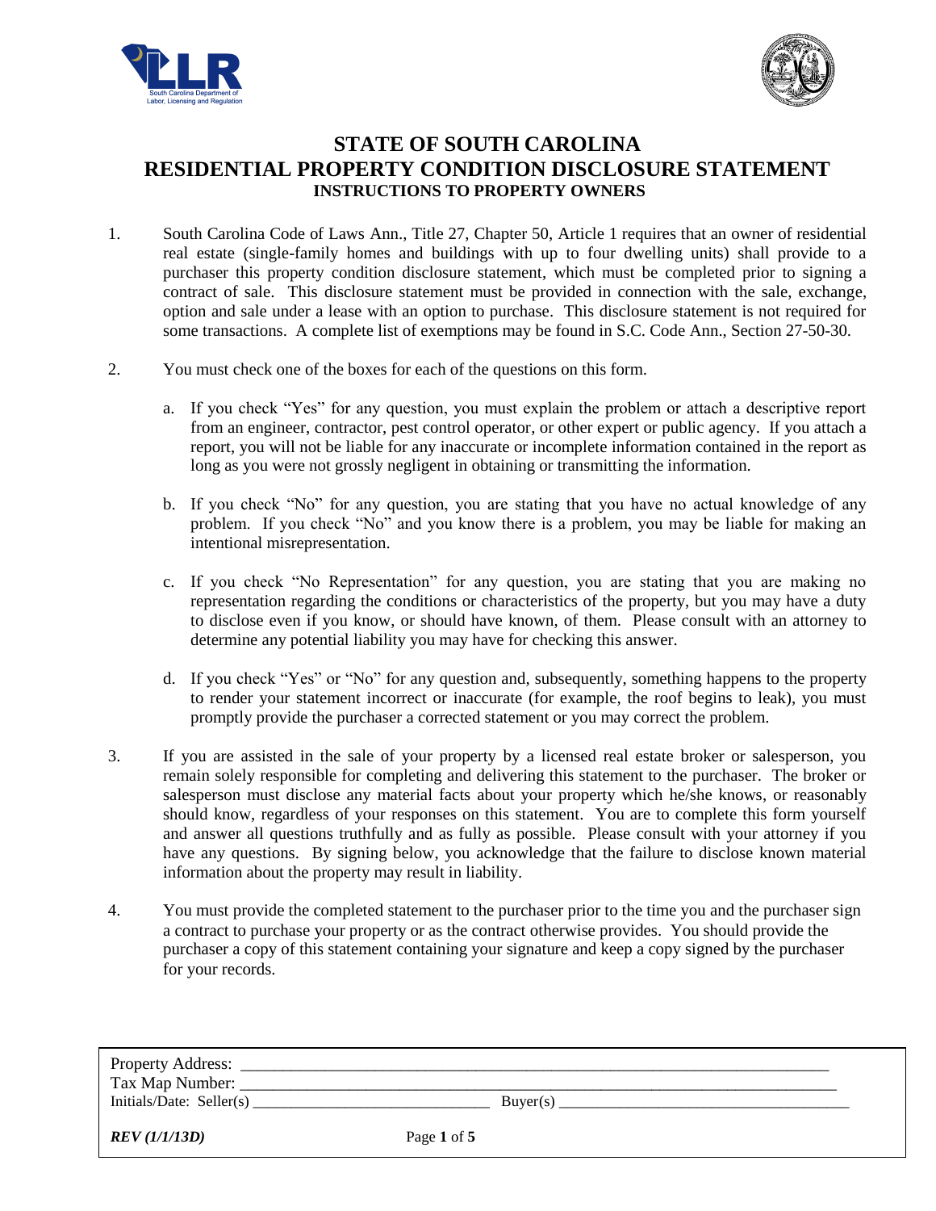# STATE OF SOUTH CAROLINA
# RESIDENTIAL PROPERTY CONDITION DISCLOSURE STATEMENT
### INSTRUCTIONS TO PROPERTY OWNERS

1. South Carolina Code of Laws Ann., Title 27, Chapter 50, Article 1 requires that an owner of residential real estate (single-family homes and buildings with up to four dwelling units) shall provide to a purchaser this property condition disclosure statement, which must be completed prior to signing a contract of sale. This disclosure statement must be provided in connection with the sale, exchange, option and sale under a lease with an option to purchase. This disclosure statement is not required for some transactions. A complete list of exemptions may be found in S.C. Code Ann., Section 27-50-30.

2. You must check one of the boxes for each of the questions on this form.

   a. If you check "Yes" for any question, you must explain the problem or attach a descriptive report from an engineer, contractor, pest control operator, or other expert or public agency. If you attach a report, you will not be liable for any inaccurate or incomplete information contained in the report as long as you were not grossly negligent in obtaining or transmitting the information.

   b. If you check "No" for any question, you are stating that you have no actual knowledge of any problem. If you check "No" and you know there is a problem, you may be liable for making an intentional misrepresentation.

   c. If you check "No Representation" for any question, you are stating that you are making no representation regarding the conditions or characteristics of the property, but you may have a duty to disclose even if you know, or should have known, of them. Please consult with an attorney to determine any potential liability you may have for checking this answer.

   d. If you check "Yes" or "No" for any question and, subsequently, something happens to the property to render your statement incorrect or inaccurate (for example, the roof begins to leak), you must promptly provide the purchaser a corrected statement or you may correct the problem.

3. If you are assisted in the sale of your property by a licensed real estate broker or salesperson, you remain solely responsible for completing and delivering this statement to the purchaser. The broker or salesperson must disclose any material facts about your property which he/she knows, or reasonably should know, regardless of your responses on this statement. You are to complete this form yourself and answer all questions truthfully and as fully as possible. Please consult with your attorney if you have any questions. By signing below, you acknowledge that the failure to disclose known material information about the property may result in liability.

4. You must provide the completed statement to the purchaser prior to the time you and the purchaser sign a contract to purchase your property or as the contract otherwise provides. You should provide the purchaser a copy of this statement containing your signature and keep a copy signed by the purchaser for your records.

Property Address: ______________________________________________

Tax Map Number: ______________________________________________

Initials/Date: Seller(s) ______________________ Buyer(s) ______________________

*REV (1/1/13D)*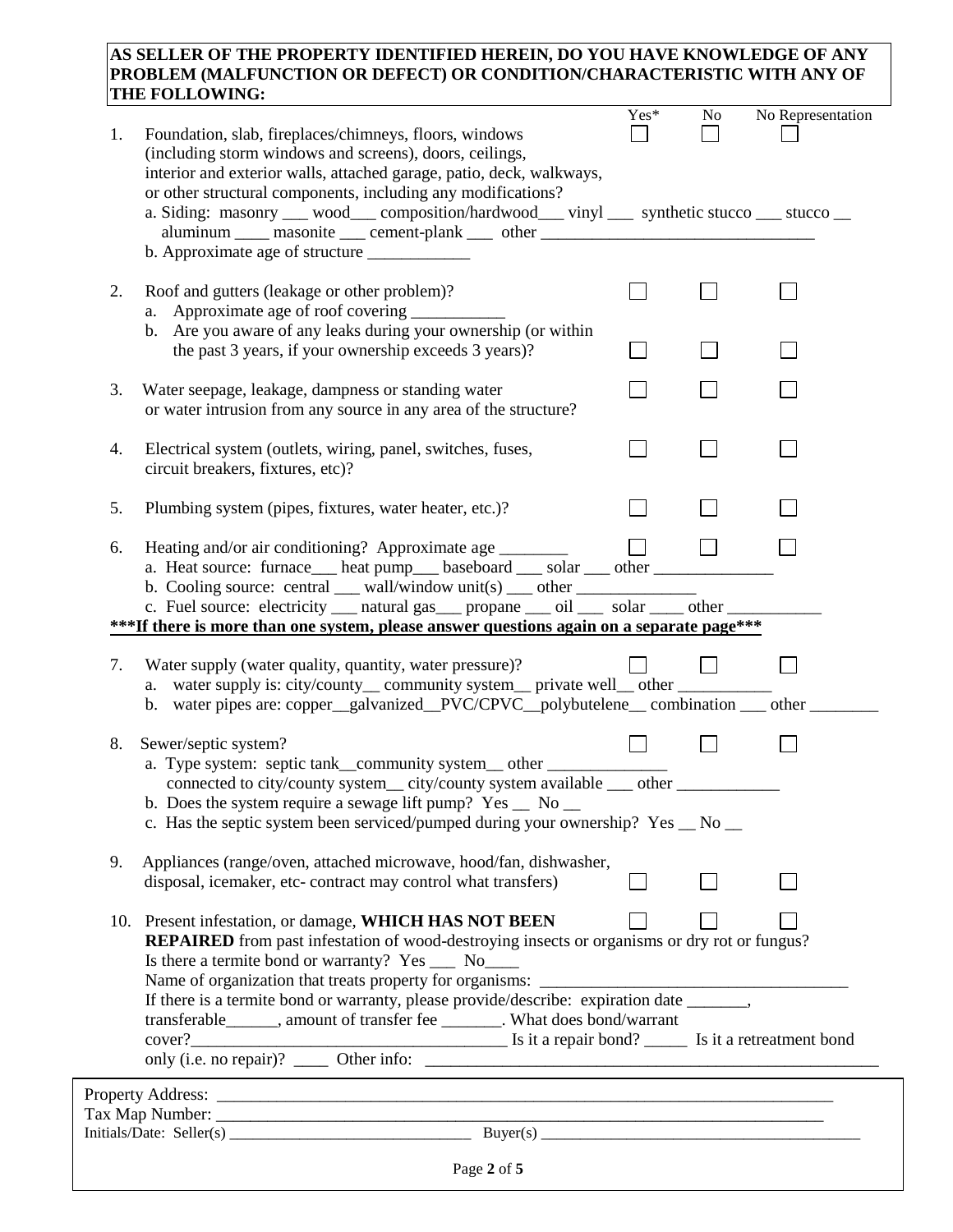**AS SELLER OF THE PROPERTY IDENTIFIED HEREIN, DO YOU HAVE KNOWLEDGE OF ANY PROBLEM (MALFUNCTION OR DEFECT) OR CONDITION/CHARACTERISTIC WITH ANY OF THE FOLLOWING:**

| | | Yes* | No | No Representation |
|---|---|---|---|---|
| 1. | Foundation, slab, fireplaces/chimneys, floors, windows (including storm windows and screens), doors, ceilings, interior and exterior walls, attached garage, patio, deck, walkways, or other structural components, including any modifications? | ☐ | ☐ | ☐ |
| 2. | Roof and gutters (leakage or other problem)? | ☐ | ☐ | ☐ |
| | b. Are you aware of any leaks during your ownership (or within the past 3 years, if your ownership exceeds 3 years)? | ☐ | ☐ | ☐ |
| 3. | Water seepage, leakage, dampness or standing water or water intrusion from any source in any area of the structure? | ☐ | ☐ | ☐ |
| 4. | Electrical system (outlets, wiring, panel, switches, fuses, circuit breakers, fixtures, etc)? | ☐ | ☐ | ☐ |
| 5. | Plumbing system (pipes, fixtures, water heater, etc.)? | ☐ | ☐ | ☐ |
| 6. | Heating and/or air conditioning? Approximate age ________ | ☐ | ☐ | ☐ |
| 7. | Water supply (water quality, quantity, water pressure)? | ☐ | ☐ | ☐ |
| 8. | Sewer/septic system? | ☐ | ☐ | ☐ |
| 9. | Appliances (range/oven, attached microwave, hood/fan, dishwasher, disposal, icemaker, etc- contract may control what transfers) | ☐ | ☐ | ☐ |
| 10. | Present infestation, or damage, **WHICH HAS NOT BEEN REPAIRED** from past infestation of wood-destroying insects or organisms or dry rot or fungus? | ☐ | ☐ | ☐ |

1. Foundation, slab, fireplaces/chimneys, floors, windows (including storm windows and screens), doors, ceilings, interior and exterior walls, attached garage, patio, deck, walkways, or other structural components, including any modifications?
   a. Siding: masonry ___ wood___ composition/hardwood___ vinyl ___ synthetic stucco ___ stucco __ aluminum ____ masonite ___ cement-plank ___ other ________________________________
   b. Approximate age of structure ____________

2. Roof and gutters (leakage or other problem)?
   a. Approximate age of roof covering ___________
   b. Are you aware of any leaks during your ownership (or within the past 3 years, if your ownership exceeds 3 years)?

3. Water seepage, leakage, dampness or standing water or water intrusion from any source in any area of the structure?

4. Electrical system (outlets, wiring, panel, switches, fuses, circuit breakers, fixtures, etc)?

5. Plumbing system (pipes, fixtures, water heater, etc.)?

6. Heating and/or air conditioning? Approximate age ________
   a. Heat source: furnace___ heat pump___ baseboard ___ solar ___ other ______________
   b. Cooling source: central ___ wall/window unit(s) ___ other ______________
   c. Fuel source: electricity ___ natural gas___ propane ___ oil ___ solar ____ other ___________

**\*\*\*If there is more than one system, please answer questions again on a separate page\*\*\***

7. Water supply (water quality, quantity, water pressure)?
   a. water supply is: city/county__ community system__ private well__ other ___________
   b. water pipes are: copper__galvanized__PVC/CPVC__polybutelene__ combination ___ other ________

8. Sewer/septic system?
   a. Type system: septic tank__community system__ other ______________ connected to city/county system__ city/county system available ___ other ____________
   b. Does the system require a sewage lift pump? Yes __ No __
   c. Has the septic system been serviced/pumped during your ownership? Yes __ No __

9. Appliances (range/oven, attached microwave, hood/fan, dishwasher, disposal, icemaker, etc- contract may control what transfers)

10. Present infestation, or damage, **WHICH HAS NOT BEEN REPAIRED** from past infestation of wood-destroying insects or organisms or dry rot or fungus?
    Is there a termite bond or warranty? Yes ___ No____
    Name of organization that treats property for organisms: ___________________________________
    If there is a termite bond or warranty, please provide/describe: expiration date _______, transferable______, amount of transfer fee _______. What does bond/warrant cover?_____________________________________ Is it a repair bond? _____ Is it a retreatment bond only (i.e. no repair)? ____ Other info: _______________________________________________________

Property Address: ___________________________________________________________________________
Tax Map Number: ____________________________________________________________________________
Initials/Date: Seller(s) ______________________________ Buyer(s) ________________________________________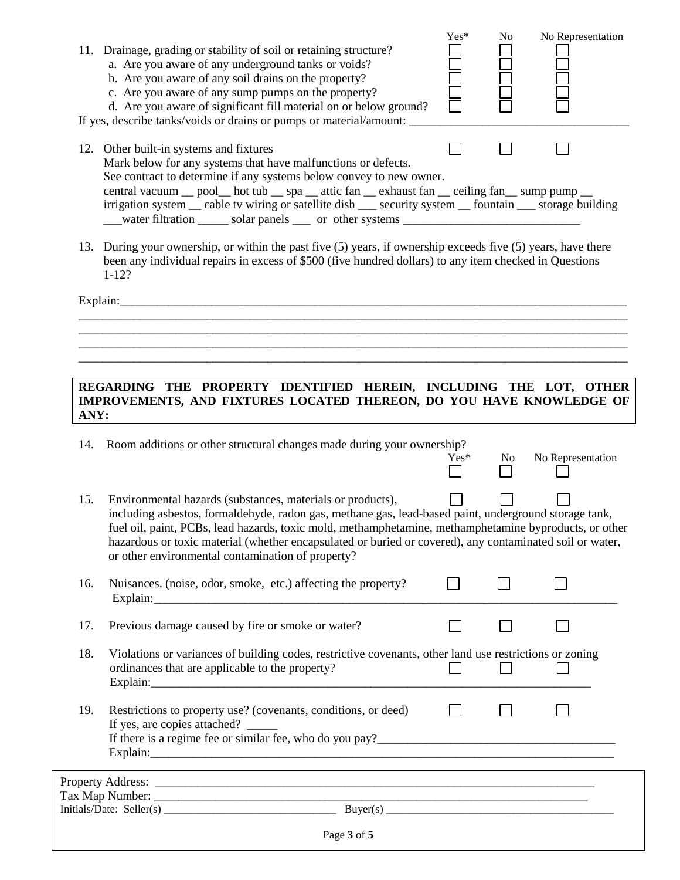| | Yes* | No | No Representation |
|---|---|---|---|
| 11. Drainage, grading or stability of soil or retaining structure? | ☐ | ☐ | ☐ |
| a. Are you aware of any underground tanks or voids? | ☐ | ☐ | ☐ |
| b. Are you aware of any soil drains on the property? | ☐ | ☐ | ☐ |
| c. Are you aware of any sump pumps on the property? | ☐ | ☐ | ☐ |
| d. Are you aware of significant fill material on or below ground? | ☐ | ☐ | ☐ |

If yes, describe tanks/voids or drains or pumps or material/amount: ___________________________________

12. Other built-in systems and fixtures ☐ ☐ ☐
    Mark below for any systems that have malfunctions or defects.
    See contract to determine if any systems below convey to new owner.
    central vacuum __ pool__ hot tub __ spa __ attic fan __ exhaust fan __ ceiling fan__ sump pump __
    irrigation system __ cable tv wiring or satellite dish ___ security system __ fountain ___ storage building
    ___water filtration _____ solar panels ___ or other systems _____________________________

13. During your ownership, or within the past five (5) years, if ownership exceeds five (5) years, have there been any individual repairs in excess of $500 (five hundred dollars) to any item checked in Questions 1-12?

Explain:_____________________________________________________________________________________
_____________________________________________________________________________________________
_____________________________________________________________________________________________
_____________________________________________________________________________________________
_____________________________________________________________________________________________

**REGARDING THE PROPERTY IDENTIFIED HEREIN, INCLUDING THE LOT, OTHER IMPROVEMENTS, AND FIXTURES LOCATED THEREON, DO YOU HAVE KNOWLEDGE OF ANY:**

| | Yes* | No | No Representation |
|---|---|---|---|
| 14. Room additions or other structural changes made during your ownership? | ☐ | ☐ | ☐ |
| 15. Environmental hazards (substances, materials or products), including asbestos, formaldehyde, radon gas, methane gas, lead-based paint, underground storage tank, fuel oil, paint, PCBs, lead hazards, toxic mold, methamphetamine, methamphetamine byproducts, or other hazardous or toxic material (whether encapsulated or buried or covered), any contaminated soil or water, or other environmental contamination of property? | ☐ | ☐ | ☐ |
| 16. Nuisances. (noise, odor, smoke, etc.) affecting the property? Explain:___________________________ | ☐ | ☐ | ☐ |
| 17. Previous damage caused by fire or smoke or water? | ☐ | ☐ | ☐ |
| 18. Violations or variances of building codes, restrictive covenants, other land use restrictions or zoning ordinances that are applicable to the property? Explain:___________________________ | ☐ | ☐ | ☐ |
| 19. Restrictions to property use? (covenants, conditions, or deed) If yes, are copies attached? _____ If there is a regime fee or similar fee, who do you pay?______________ Explain:___________________________ | ☐ | ☐ | ☐ |

Property Address: ___________________________________________________________________________
Tax Map Number: ___________________________________________________________________________
Initials/Date: Seller(s) ______________________________ Buyer(s) ________________________________________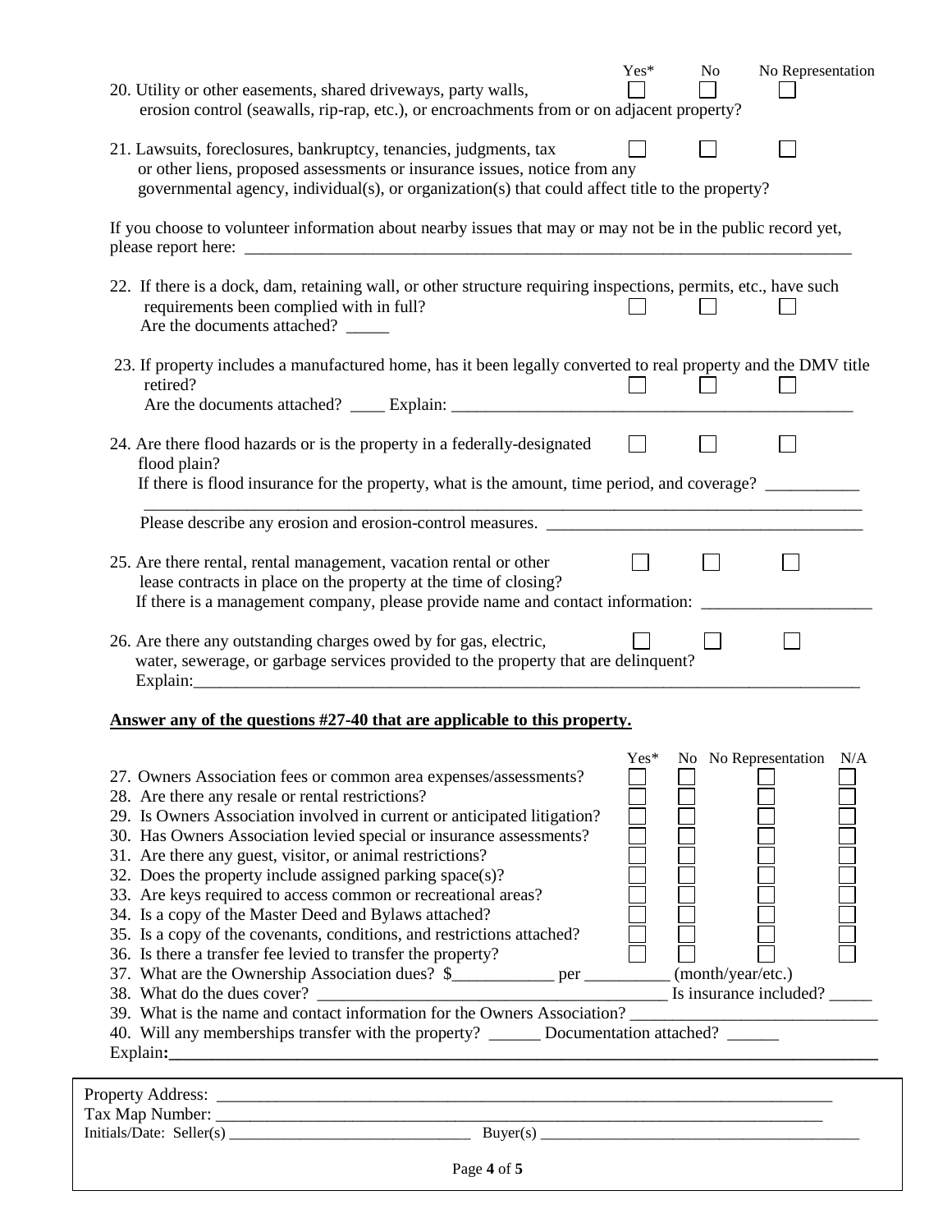| | Yes* | No | No Representation |
|---|---|---|---|
| 20. Utility or other easements, shared driveways, party walls, erosion control (seawalls, rip-rap, etc.), or encroachments from or on adjacent property? | ☐ | ☐ | ☐ |
| 21. Lawsuits, foreclosures, bankruptcy, tenancies, judgments, tax or other liens, proposed assessments or insurance issues, notice from any governmental agency, individual(s), or organization(s) that could affect title to the property? | ☐ | ☐ | ☐ |

If you choose to volunteer information about nearby issues that may or may not be in the public record yet, please report here: ___________________________________________________________________________

| | Yes* | No | No Representation |
|---|---|---|---|
| 22. If there is a dock, dam, retaining wall, or other structure requiring inspections, permits, etc., have such requirements been complied with in full? | ☐ | ☐ | ☐ |

Are the documents attached? _____

| | Yes* | No | No Representation |
|---|---|---|---|
| 23. If property includes a manufactured home, has it been legally converted to real property and the DMV title retired? | ☐ | ☐ | ☐ |

Are the documents attached? ____ Explain: _________________________________________________

| | Yes* | No | No Representation |
|---|---|---|---|
| 24. Are there flood hazards or is the property in a federally-designated flood plain? | ☐ | ☐ | ☐ |

If there is flood insurance for the property, what is the amount, time period, and coverage? ___________
_____________________________________________________________________________________

Please describe any erosion and erosion-control measures. _____________________________________

| | Yes* | No | No Representation |
|---|---|---|---|
| 25. Are there rental, rental management, vacation rental or other lease contracts in place on the property at the time of closing? | ☐ | ☐ | ☐ |

If there is a management company, please provide name and contact information: ____________________

| | Yes* | No | No Representation |
|---|---|---|---|
| 26. Are there any outstanding charges owed by for gas, electric, water, sewerage, or garbage services provided to the property that are delinquent? | ☐ | ☐ | ☐ |

Explain:___________________________________________________________________________________

**Answer any of the questions #27-40 that are applicable to this property.**

| | Yes* | No | No Representation | N/A |
|---|---|---|---|---|
| 27. Owners Association fees or common area expenses/assessments? | ☐ | ☐ | ☐ | ☐ |
| 28. Are there any resale or rental restrictions? | ☐ | ☐ | ☐ | ☐ |
| 29. Is Owners Association involved in current or anticipated litigation? | ☐ | ☐ | ☐ | ☐ |
| 30. Has Owners Association levied special or insurance assessments? | ☐ | ☐ | ☐ | ☐ |
| 31. Are there any guest, visitor, or animal restrictions? | ☐ | ☐ | ☐ | ☐ |
| 32. Does the property include assigned parking space(s)? | ☐ | ☐ | ☐ | ☐ |
| 33. Are keys required to access common or recreational areas? | ☐ | ☐ | ☐ | ☐ |
| 34. Is a copy of the Master Deed and Bylaws attached? | ☐ | ☐ | ☐ | ☐ |
| 35. Is a copy of the covenants, conditions, and restrictions attached? | ☐ | ☐ | ☐ | ☐ |
| 36. Is there a transfer fee levied to transfer the property? | ☐ | ☐ | ☐ | ☐ |

37. What are the Ownership Association dues? $____________ per __________ (month/year/etc.)

38. What do the dues cover? __________________________________________ Is insurance included? _____

39. What is the name and contact information for the Owners Association? ____________________________

40. Will any memberships transfer with the property? ______ Documentation attached? ______

Explain:_____________________________________________________________________________________

Property Address: ___________________________________________________________________________

Tax Map Number: ___________________________________________________________________________

Initials/Date: Seller(s) ______________________________ Buyer(s) ________________________________________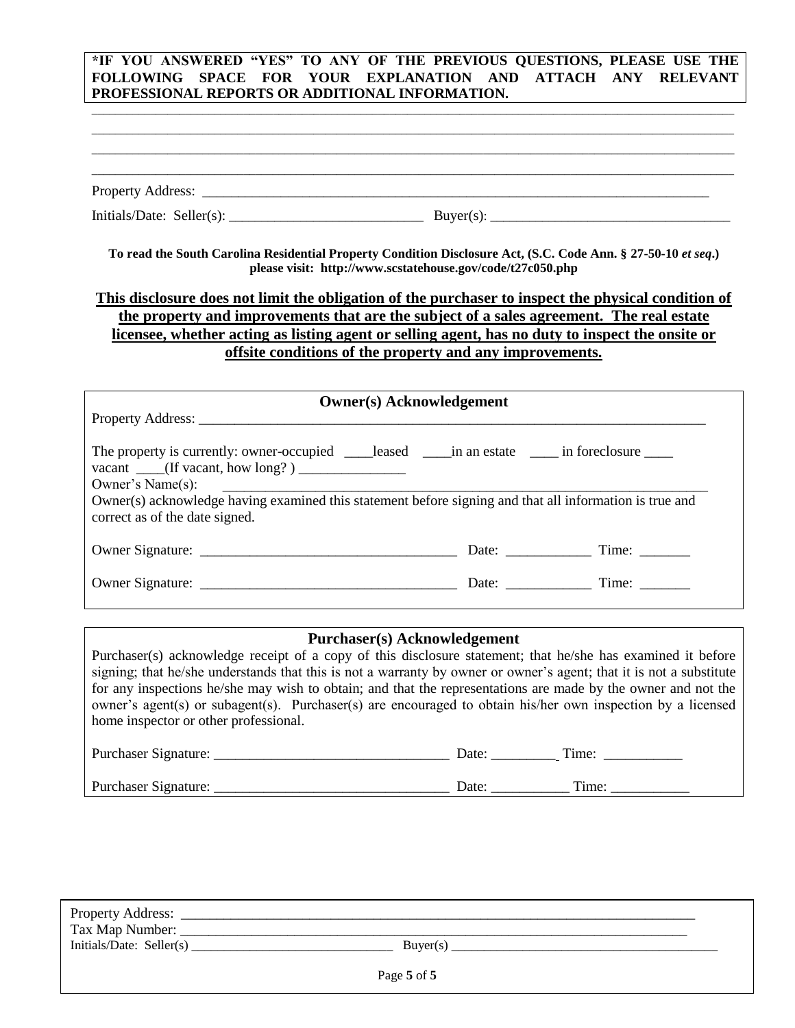**\*IF YOU ANSWERED "YES" TO ANY OF THE PREVIOUS QUESTIONS, PLEASE USE THE FOLLOWING SPACE FOR YOUR EXPLANATION AND ATTACH ANY RELEVANT PROFESSIONAL REPORTS OR ADDITIONAL INFORMATION.**

___________________________________________________________________________________________

___________________________________________________________________________________________

___________________________________________________________________________________________

___________________________________________________________________________________________

Property Address: ___________________________________________________________________________

Initials/Date: Seller(s): ____________________________ Buyer(s): __________________________________

**To read the South Carolina Residential Property Condition Disclosure Act, (S.C. Code Ann. § 27-50-10 *et seq*.) please visit: http://www.scstatehouse.gov/code/t27c050.php**

**<u>This disclosure does not limit the obligation of the purchaser to inspect the physical condition of the property and improvements that are the subject of a sales agreement. The real estate licensee, whether acting as listing agent or selling agent, has no duty to inspect the onsite or offsite conditions of the property and any improvements.</u>**

## Owner(s) Acknowledgement

Property Address: ___________________________________________________________________________

The property is currently: owner-occupied ____leased ____in an estate ____ in foreclosure ____ vacant ____(If vacant, how long? ) _______________

Owner's Name(s): ___________________________________________________________________________

Owner(s) acknowledge having examined this statement before signing and that all information is true and correct as of the date signed.

Owner Signature: ____________________________________ Date: ____________ Time: _______

Owner Signature: ____________________________________ Date: ____________ Time: _______

## Purchaser(s) Acknowledgement

Purchaser(s) acknowledge receipt of a copy of this disclosure statement; that he/she has examined it before signing; that he/she understands that this is not a warranty by owner or owner's agent; that it is not a substitute for any inspections he/she may wish to obtain; and that the representations are made by the owner and not the owner's agent(s) or subagent(s). Purchaser(s) are encouraged to obtain his/her own inspection by a licensed home inspector or other professional.

Purchaser Signature: _________________________________ Date: _________ Time: ___________

Purchaser Signature: _________________________________ Date: ___________ Time: ___________

Property Address: ___________________________________________________________________________

Tax Map Number: ___________________________________________________________________________

Initials/Date: Seller(s) _______________________________ Buyer(s) _________________________________________